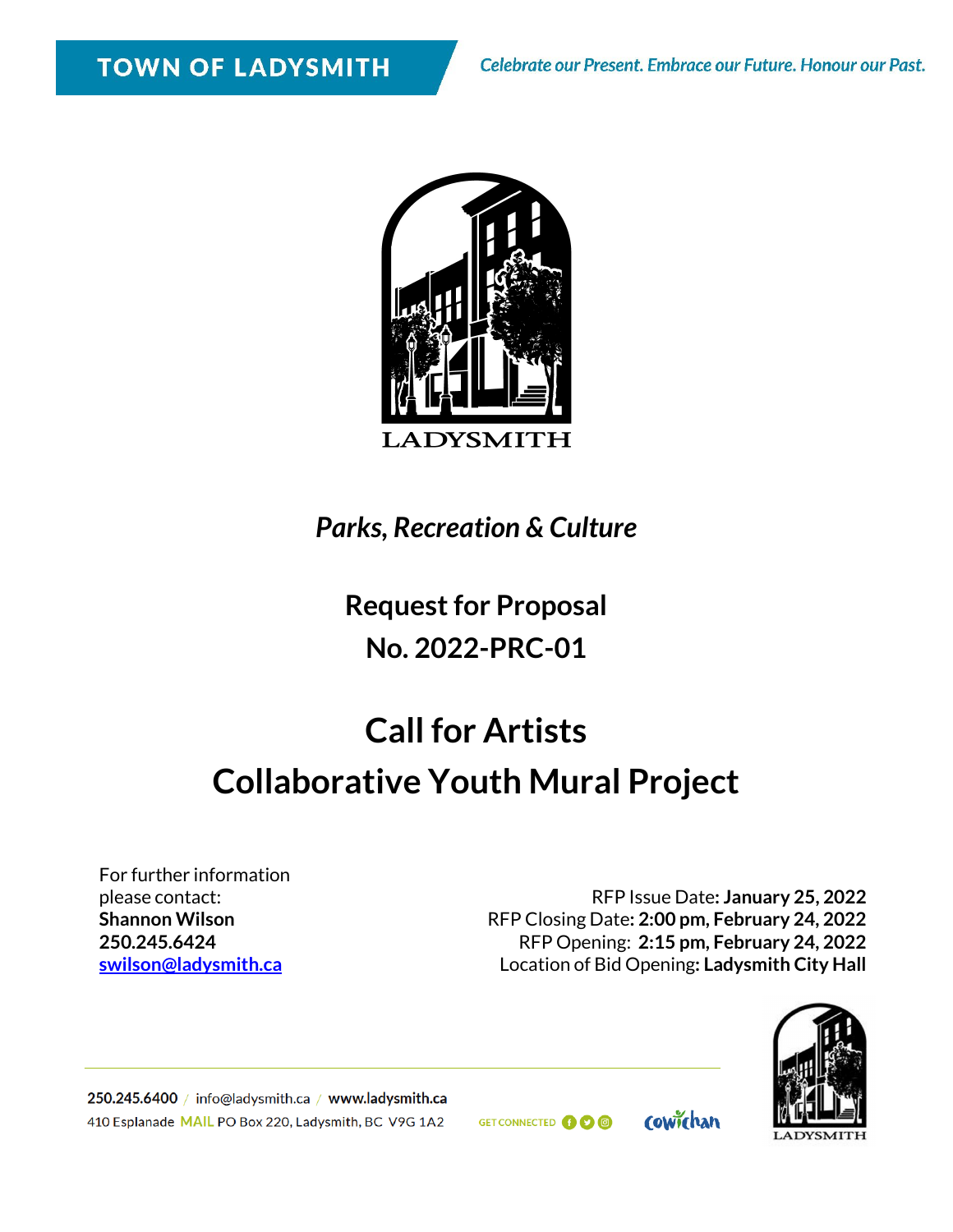TOWN OF LADYSMITH

*Celebrate our Present. Embrace our Future. Honour our Past.*

LADYSMITH

## *Parks, Recreation & Culture*

## Request for Proposal
## No. 2022-PRC-01

# Call for Artists
# Collaborative Youth Mural Project

For further information please contact:
**Shannon Wilson**
**250.245.6424**
**swilson@ladysmith.ca**

RFP Issue Date**: January 25, 2022**
RFP Closing Date**: 2:00 pm, February 24, 2022**
RFP Opening: **2:15 pm, February 24, 2022**
Location of Bid Opening**: Ladysmith City Hall**

250.245.6400 / info@ladysmith.ca / www.ladysmith.ca
410 Esplanade MAIL PO Box 220, Ladysmith, BC V9G 1A2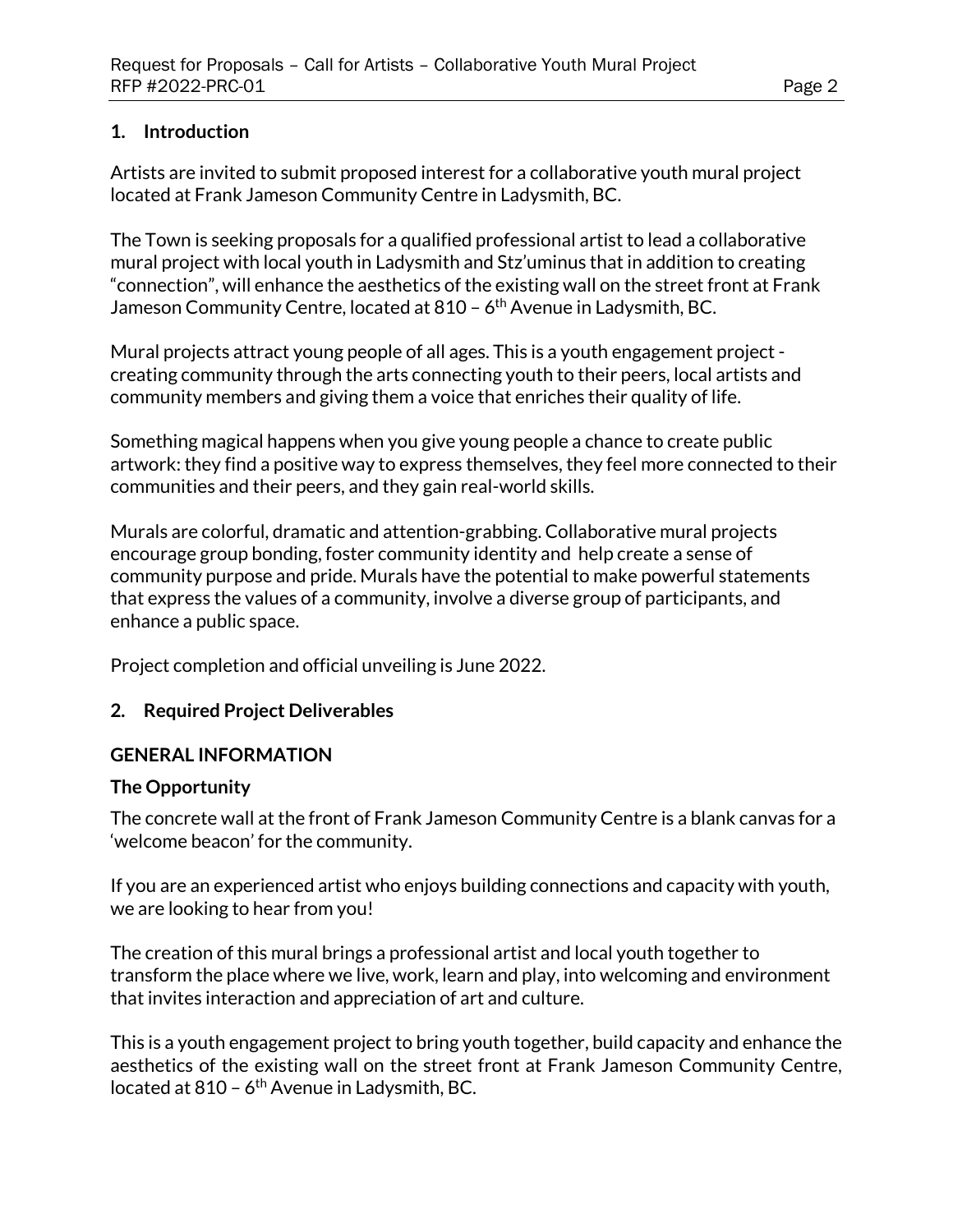## 1. Introduction

Artists are invited to submit proposed interest for a collaborative youth mural project located at Frank Jameson Community Centre in Ladysmith, BC.

The Town is seeking proposals for a qualified professional artist to lead a collaborative mural project with local youth in Ladysmith and Stz'uminus that in addition to creating "connection", will enhance the aesthetics of the existing wall on the street front at Frank Jameson Community Centre, located at 810 – 6th Avenue in Ladysmith, BC.

Mural projects attract young people of all ages. This is a youth engagement project - creating community through the arts connecting youth to their peers, local artists and community members and giving them a voice that enriches their quality of life.

Something magical happens when you give young people a chance to create public artwork: they find a positive way to express themselves, they feel more connected to their communities and their peers, and they gain real-world skills.

Murals are colorful, dramatic and attention-grabbing. Collaborative mural projects encourage group bonding, foster community identity and help create a sense of community purpose and pride. Murals have the potential to make powerful statements that express the values of a community, involve a diverse group of participants, and enhance a public space.

Project completion and official unveiling is June 2022.

## 2. Required Project Deliverables

### GENERAL INFORMATION

### The Opportunity

The concrete wall at the front of Frank Jameson Community Centre is a blank canvas for a 'welcome beacon' for the community.

If you are an experienced artist who enjoys building connections and capacity with youth, we are looking to hear from you!

The creation of this mural brings a professional artist and local youth together to transform the place where we live, work, learn and play, into welcoming and environment that invites interaction and appreciation of art and culture.

This is a youth engagement project to bring youth together, build capacity and enhance the aesthetics of the existing wall on the street front at Frank Jameson Community Centre, located at 810 – 6th Avenue in Ladysmith, BC.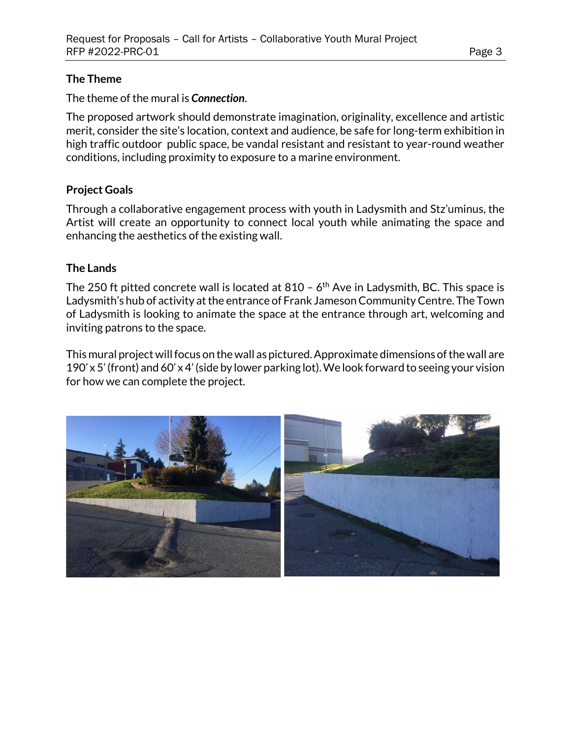**The Theme**

The theme of the mural is ***Connection***.

The proposed artwork should demonstrate imagination, originality, excellence and artistic merit, consider the site's location, context and audience, be safe for long-term exhibition in high traffic outdoor public space, be vandal resistant and resistant to year-round weather conditions, including proximity to exposure to a marine environment.

**Project Goals**

Through a collaborative engagement process with youth in Ladysmith and Stz'uminus, the Artist will create an opportunity to connect local youth while animating the space and enhancing the aesthetics of the existing wall.

**The Lands**

The 250 ft pitted concrete wall is located at 810 – 6th Ave in Ladysmith, BC. This space is Ladysmith's hub of activity at the entrance of Frank Jameson Community Centre. The Town of Ladysmith is looking to animate the space at the entrance through art, welcoming and inviting patrons to the space.

This mural project will focus on the wall as pictured. Approximate dimensions of the wall are 190' x 5' (front) and 60' x 4' (side by lower parking lot). We look forward to seeing your vision for how we can complete the project.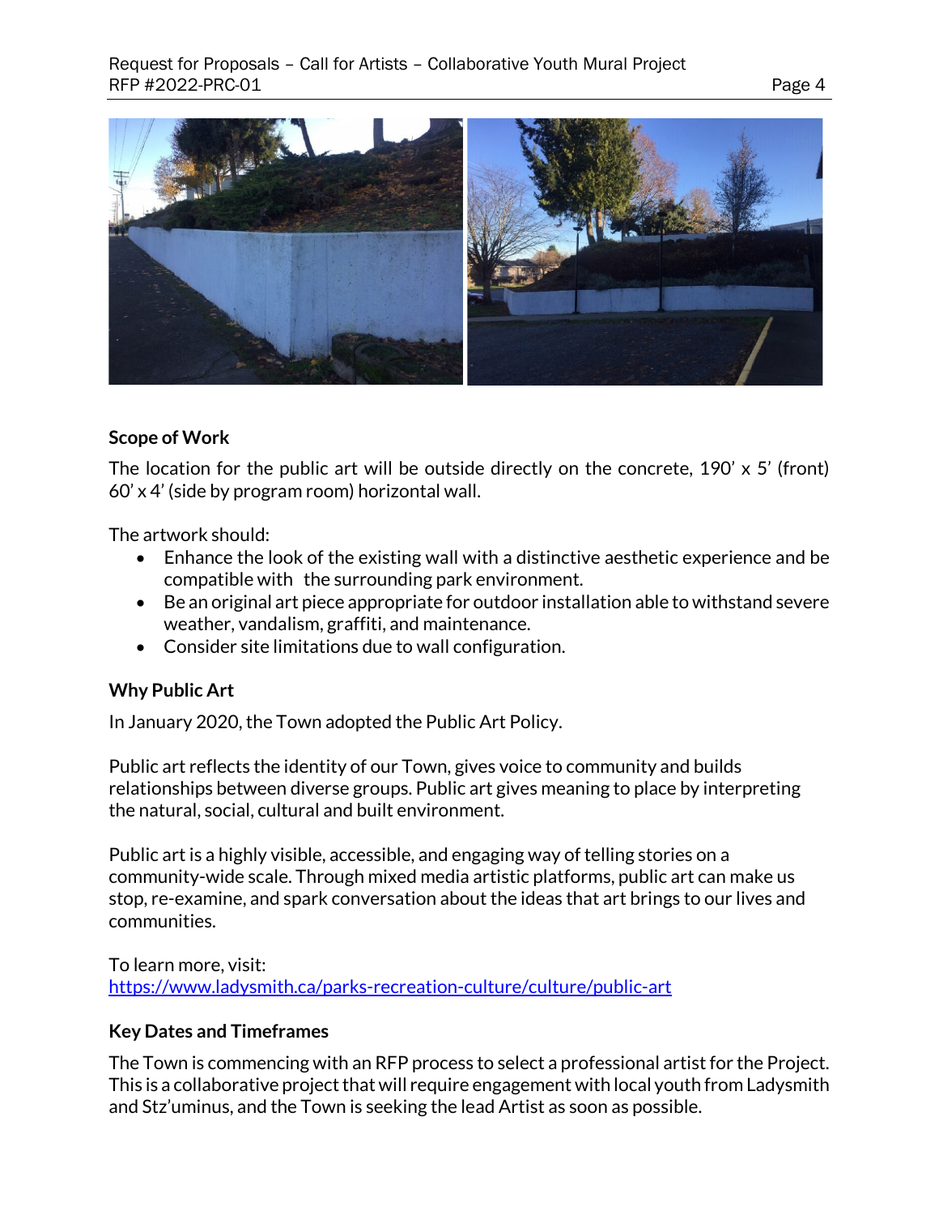## Scope of Work

The location for the public art will be outside directly on the concrete, 190' x 5' (front) 60' x 4' (side by program room) horizontal wall.

The artwork should:

- Enhance the look of the existing wall with a distinctive aesthetic experience and be compatible with the surrounding park environment.
- Be an original art piece appropriate for outdoor installation able to withstand severe weather, vandalism, graffiti, and maintenance.
- Consider site limitations due to wall configuration.

## Why Public Art

In January 2020, the Town adopted the Public Art Policy.

Public art reflects the identity of our Town, gives voice to community and builds relationships between diverse groups. Public art gives meaning to place by interpreting the natural, social, cultural and built environment.

Public art is a highly visible, accessible, and engaging way of telling stories on a community-wide scale. Through mixed media artistic platforms, public art can make us stop, re-examine, and spark conversation about the ideas that art brings to our lives and communities.

To learn more, visit:
https://www.ladysmith.ca/parks-recreation-culture/culture/public-art

## Key Dates and Timeframes

The Town is commencing with an RFP process to select a professional artist for the Project. This is a collaborative project that will require engagement with local youth from Ladysmith and Stz'uminus, and the Town is seeking the lead Artist as soon as possible.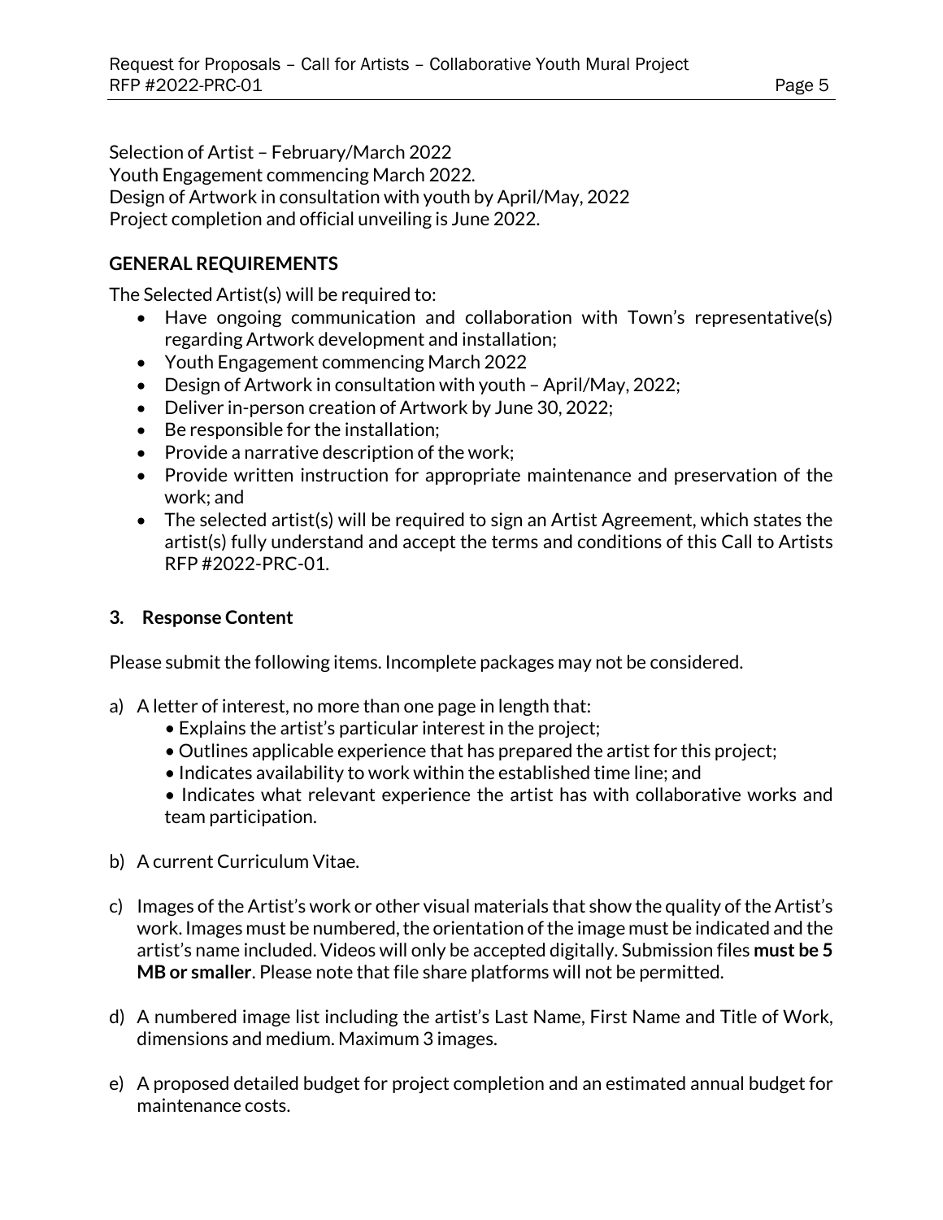Selection of Artist – February/March 2022
Youth Engagement commencing March 2022.
Design of Artwork in consultation with youth by April/May, 2022
Project completion and official unveiling is June 2022.

**GENERAL REQUIREMENTS**

The Selected Artist(s) will be required to:

- Have ongoing communication and collaboration with Town's representative(s) regarding Artwork development and installation;
- Youth Engagement commencing March 2022
- Design of Artwork in consultation with youth – April/May, 2022;
- Deliver in-person creation of Artwork by June 30, 2022;
- Be responsible for the installation;
- Provide a narrative description of the work;
- Provide written instruction for appropriate maintenance and preservation of the work; and
- The selected artist(s) will be required to sign an Artist Agreement, which states the artist(s) fully understand and accept the terms and conditions of this Call to Artists RFP #2022-PRC-01.

## 3. Response Content

Please submit the following items. Incomplete packages may not be considered.

a) A letter of interest, no more than one page in length that:
   - Explains the artist's particular interest in the project;
   - Outlines applicable experience that has prepared the artist for this project;
   - Indicates availability to work within the established time line; and
   - Indicates what relevant experience the artist has with collaborative works and team participation.

b) A current Curriculum Vitae.

c) Images of the Artist's work or other visual materials that show the quality of the Artist's work. Images must be numbered, the orientation of the image must be indicated and the artist's name included. Videos will only be accepted digitally. Submission files **must be 5 MB or smaller**. Please note that file share platforms will not be permitted.

d) A numbered image list including the artist's Last Name, First Name and Title of Work, dimensions and medium. Maximum 3 images.

e) A proposed detailed budget for project completion and an estimated annual budget for maintenance costs.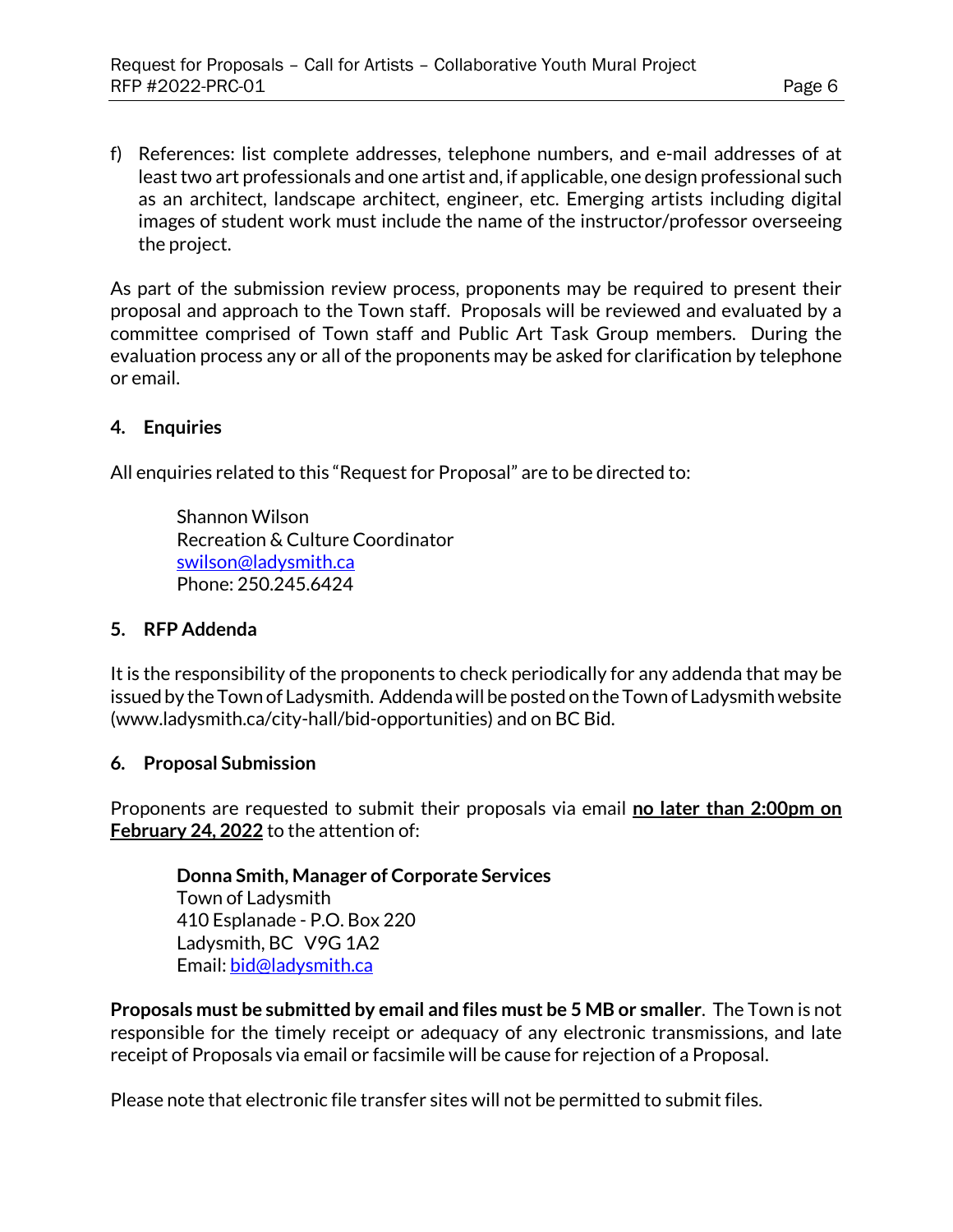f) References: list complete addresses, telephone numbers, and e-mail addresses of at least two art professionals and one artist and, if applicable, one design professional such as an architect, landscape architect, engineer, etc. Emerging artists including digital images of student work must include the name of the instructor/professor overseeing the project.

As part of the submission review process, proponents may be required to present their proposal and approach to the Town staff. Proposals will be reviewed and evaluated by a committee comprised of Town staff and Public Art Task Group members. During the evaluation process any or all of the proponents may be asked for clarification by telephone or email.

## 4. Enquiries

All enquiries related to this "Request for Proposal" are to be directed to:

> Shannon Wilson
> Recreation & Culture Coordinator
> swilson@ladysmith.ca
> Phone: 250.245.6424

## 5. RFP Addenda

It is the responsibility of the proponents to check periodically for any addenda that may be issued by the Town of Ladysmith. Addenda will be posted on the Town of Ladysmith website (www.ladysmith.ca/city-hall/bid-opportunities) and on BC Bid.

## 6. Proposal Submission

Proponents are requested to submit their proposals via email **no later than 2:00pm on February 24, 2022** to the attention of:

> **Donna Smith, Manager of Corporate Services**
> Town of Ladysmith
> 410 Esplanade - P.O. Box 220
> Ladysmith, BC V9G 1A2
> Email: bid@ladysmith.ca

**Proposals must be submitted by email and files must be 5 MB or smaller**. The Town is not responsible for the timely receipt or adequacy of any electronic transmissions, and late receipt of Proposals via email or facsimile will be cause for rejection of a Proposal.

Please note that electronic file transfer sites will not be permitted to submit files.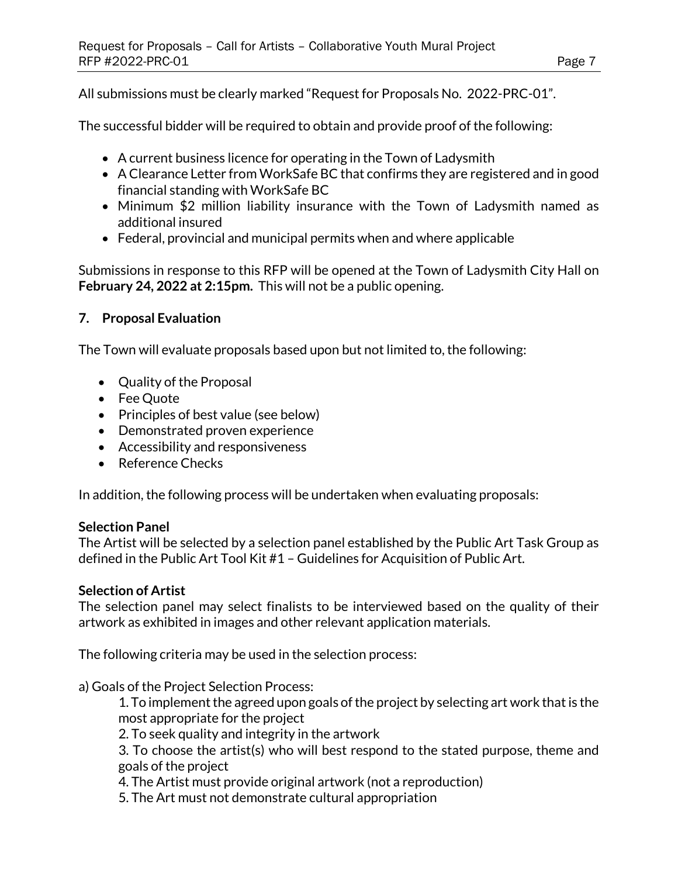All submissions must be clearly marked "Request for Proposals No. 2022-PRC-01".

The successful bidder will be required to obtain and provide proof of the following:

- A current business licence for operating in the Town of Ladysmith
- A Clearance Letter from WorkSafe BC that confirms they are registered and in good financial standing with WorkSafe BC
- Minimum $2 million liability insurance with the Town of Ladysmith named as additional insured
- Federal, provincial and municipal permits when and where applicable

Submissions in response to this RFP will be opened at the Town of Ladysmith City Hall on **February 24, 2022 at 2:15pm.** This will not be a public opening.

## 7. Proposal Evaluation

The Town will evaluate proposals based upon but not limited to, the following:

- Quality of the Proposal
- Fee Quote
- Principles of best value (see below)
- Demonstrated proven experience
- Accessibility and responsiveness
- Reference Checks

In addition, the following process will be undertaken when evaluating proposals:

**Selection Panel**
The Artist will be selected by a selection panel established by the Public Art Task Group as defined in the Public Art Tool Kit #1 – Guidelines for Acquisition of Public Art.

**Selection of Artist**
The selection panel may select finalists to be interviewed based on the quality of their artwork as exhibited in images and other relevant application materials.

The following criteria may be used in the selection process:

a) Goals of the Project Selection Process:

1. To implement the agreed upon goals of the project by selecting art work that is the most appropriate for the project
2. To seek quality and integrity in the artwork
3. To choose the artist(s) who will best respond to the stated purpose, theme and goals of the project
4. The Artist must provide original artwork (not a reproduction)
5. The Art must not demonstrate cultural appropriation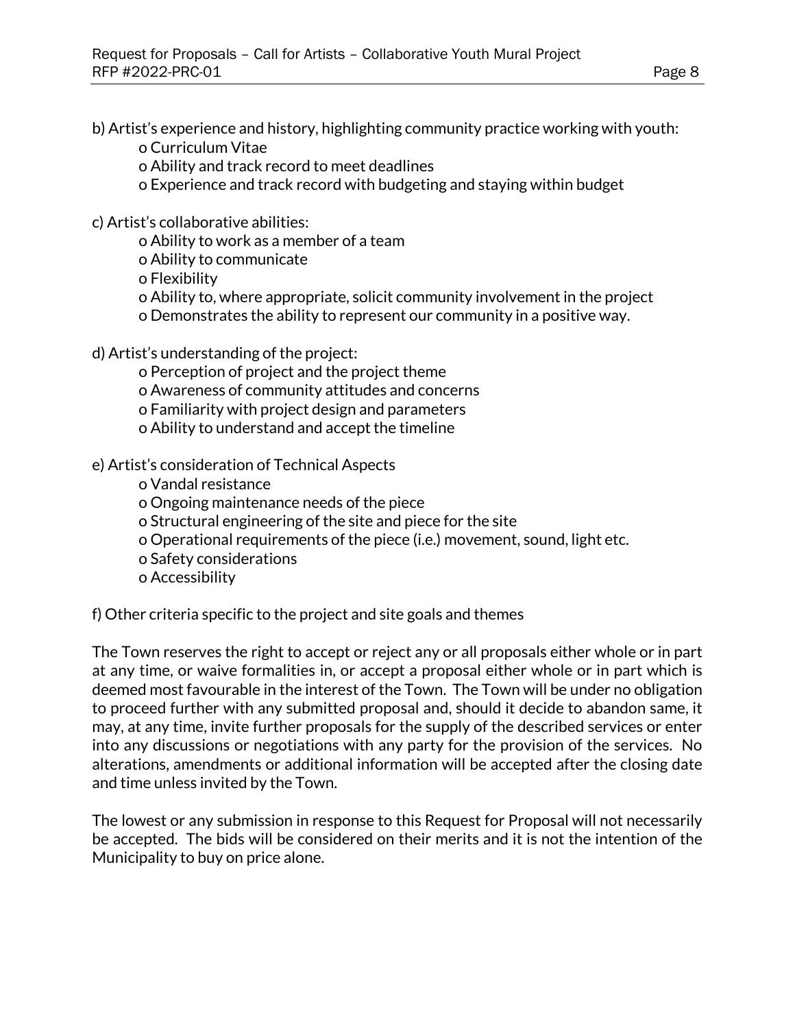b) Artist's experience and history, highlighting community practice working with youth:

- Curriculum Vitae
- Ability and track record to meet deadlines
- Experience and track record with budgeting and staying within budget

c) Artist's collaborative abilities:

- Ability to work as a member of a team
- Ability to communicate
- Flexibility
- Ability to, where appropriate, solicit community involvement in the project
- Demonstrates the ability to represent our community in a positive way.

d) Artist's understanding of the project:

- Perception of project and the project theme
- Awareness of community attitudes and concerns
- Familiarity with project design and parameters
- Ability to understand and accept the timeline

e) Artist's consideration of Technical Aspects

- Vandal resistance
- Ongoing maintenance needs of the piece
- Structural engineering of the site and piece for the site
- Operational requirements of the piece (i.e.) movement, sound, light etc.
- Safety considerations
- Accessibility

f) Other criteria specific to the project and site goals and themes

The Town reserves the right to accept or reject any or all proposals either whole or in part at any time, or waive formalities in, or accept a proposal either whole or in part which is deemed most favourable in the interest of the Town. The Town will be under no obligation to proceed further with any submitted proposal and, should it decide to abandon same, it may, at any time, invite further proposals for the supply of the described services or enter into any discussions or negotiations with any party for the provision of the services. No alterations, amendments or additional information will be accepted after the closing date and time unless invited by the Town.

The lowest or any submission in response to this Request for Proposal will not necessarily be accepted. The bids will be considered on their merits and it is not the intention of the Municipality to buy on price alone.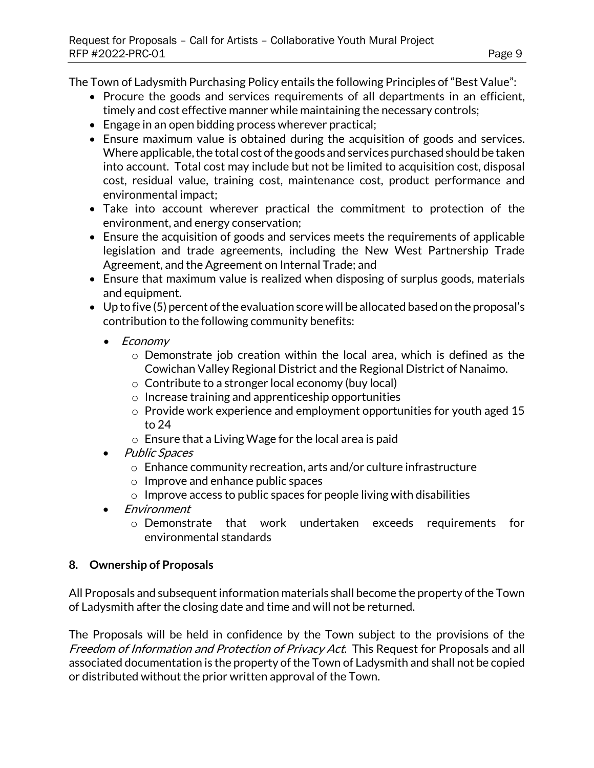The Town of Ladysmith Purchasing Policy entails the following Principles of "Best Value":

- Procure the goods and services requirements of all departments in an efficient, timely and cost effective manner while maintaining the necessary controls;
- Engage in an open bidding process wherever practical;
- Ensure maximum value is obtained during the acquisition of goods and services. Where applicable, the total cost of the goods and services purchased should be taken into account. Total cost may include but not be limited to acquisition cost, disposal cost, residual value, training cost, maintenance cost, product performance and environmental impact;
- Take into account wherever practical the commitment to protection of the environment, and energy conservation;
- Ensure the acquisition of goods and services meets the requirements of applicable legislation and trade agreements, including the New West Partnership Trade Agreement, and the Agreement on Internal Trade; and
- Ensure that maximum value is realized when disposing of surplus goods, materials and equipment.
- Up to five (5) percent of the evaluation score will be allocated based on the proposal's contribution to the following community benefits:
  - *Economy*
    - Demonstrate job creation within the local area, which is defined as the Cowichan Valley Regional District and the Regional District of Nanaimo.
    - Contribute to a stronger local economy (buy local)
    - Increase training and apprenticeship opportunities
    - Provide work experience and employment opportunities for youth aged 15 to 24
    - Ensure that a Living Wage for the local area is paid
  - *Public Spaces*
    - Enhance community recreation, arts and/or culture infrastructure
    - Improve and enhance public spaces
    - Improve access to public spaces for people living with disabilities
  - *Environment*
    - Demonstrate that work undertaken exceeds requirements for environmental standards

## 8. Ownership of Proposals

All Proposals and subsequent information materials shall become the property of the Town of Ladysmith after the closing date and time and will not be returned.

The Proposals will be held in confidence by the Town subject to the provisions of the *Freedom of Information and Protection of Privacy Act*. This Request for Proposals and all associated documentation is the property of the Town of Ladysmith and shall not be copied or distributed without the prior written approval of the Town.